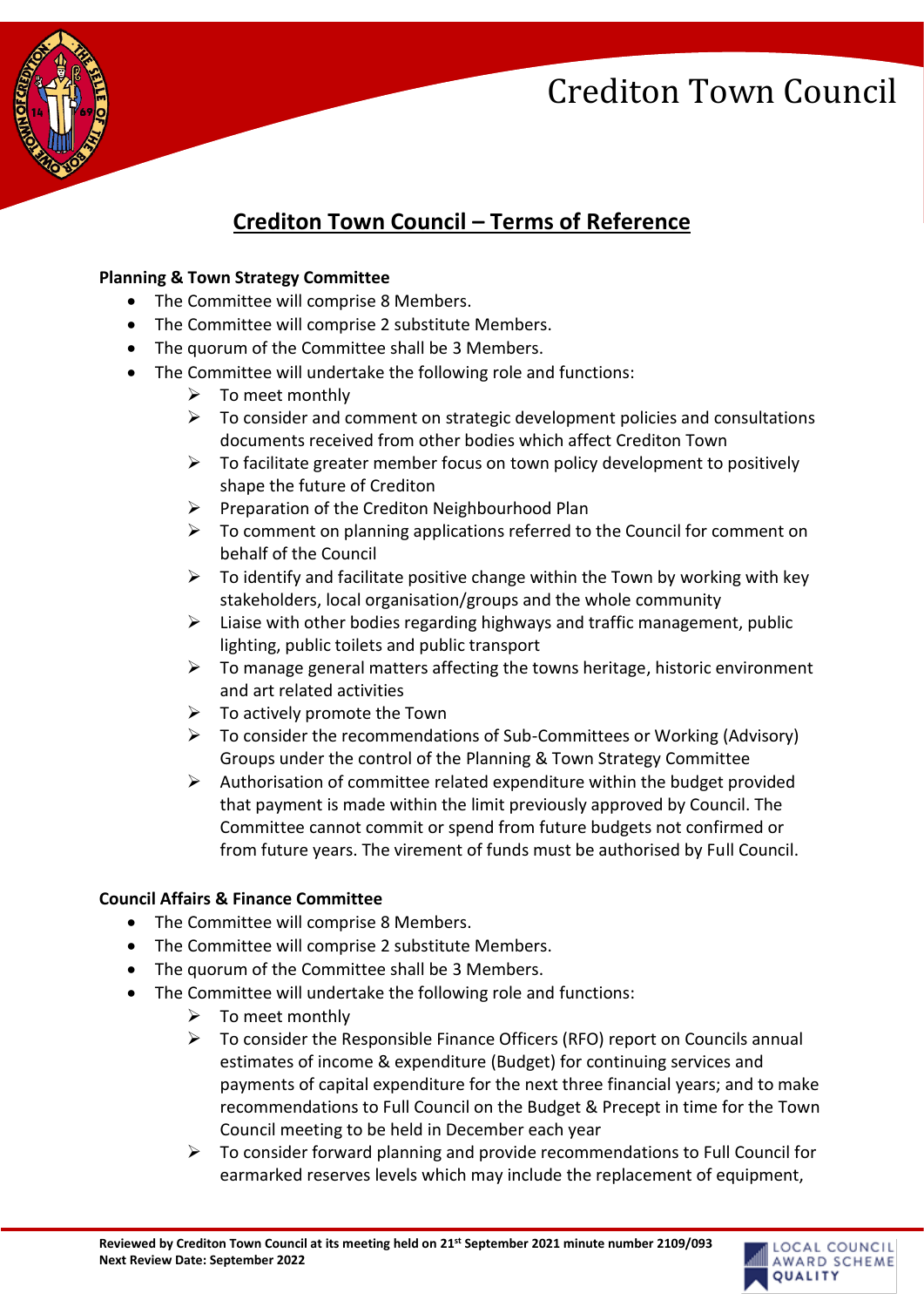# Crediton Town Council

## Crediton Town Council – Terms of Reference

**Planning & Town Strategy Committee**

- The Committee will comprise 8 Members.
- The Committee will comprise 2 substitute Members.
- The quorum of the Committee shall be 3 Members.
- The Committee will undertake the following role and functions:
    - To meet monthly
    - To consider and comment on strategic development policies and consultations documents received from other bodies which affect Crediton Town
    - To facilitate greater member focus on town policy development to positively shape the future of Crediton
    - Preparation of the Crediton Neighbourhood Plan
    - To comment on planning applications referred to the Council for comment on behalf of the Council
    - To identify and facilitate positive change within the Town by working with key stakeholders, local organisation/groups and the whole community
    - Liaise with other bodies regarding highways and traffic management, public lighting, public toilets and public transport
    - To manage general matters affecting the towns heritage, historic environment and art related activities
    - To actively promote the Town
    - To consider the recommendations of Sub-Committees or Working (Advisory) Groups under the control of the Planning & Town Strategy Committee
    - Authorisation of committee related expenditure within the budget provided that payment is made within the limit previously approved by Council. The Committee cannot commit or spend from future budgets not confirmed or from future years. The virement of funds must be authorised by Full Council.

**Council Affairs & Finance Committee**

- The Committee will comprise 8 Members.
- The Committee will comprise 2 substitute Members.
- The quorum of the Committee shall be 3 Members.
- The Committee will undertake the following role and functions:
    - To meet monthly
    - To consider the Responsible Finance Officers (RFO) report on Councils annual estimates of income & expenditure (Budget) for continuing services and payments of capital expenditure for the next three financial years; and to make recommendations to Full Council on the Budget & Precept in time for the Town Council meeting to be held in December each year
    - To consider forward planning and provide recommendations to Full Council for earmarked reserves levels which may include the replacement of equipment,

**Reviewed by Crediton Town Council at its meeting held on 21st September 2021 minute number 2109/093**
**Next Review Date: September 2022**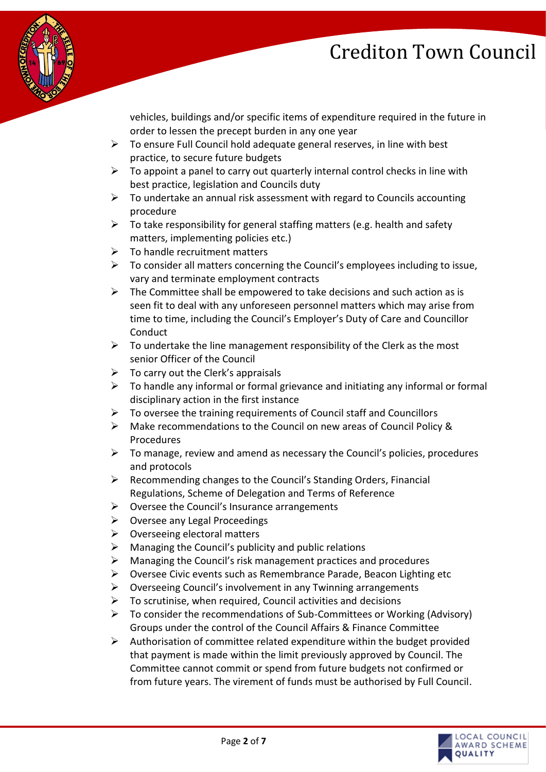vehicles, buildings and/or specific items of expenditure required in the future in order to lessen the precept burden in any one year

- To ensure Full Council hold adequate general reserves, in line with best practice, to secure future budgets
- To appoint a panel to carry out quarterly internal control checks in line with best practice, legislation and Councils duty
- To undertake an annual risk assessment with regard to Councils accounting procedure
- To take responsibility for general staffing matters (e.g. health and safety matters, implementing policies etc.)
- To handle recruitment matters
- To consider all matters concerning the Council's employees including to issue, vary and terminate employment contracts
- The Committee shall be empowered to take decisions and such action as is seen fit to deal with any unforeseen personnel matters which may arise from time to time, including the Council's Employer's Duty of Care and Councillor Conduct
- To undertake the line management responsibility of the Clerk as the most senior Officer of the Council
- To carry out the Clerk's appraisals
- To handle any informal or formal grievance and initiating any informal or formal disciplinary action in the first instance
- To oversee the training requirements of Council staff and Councillors
- Make recommendations to the Council on new areas of Council Policy & Procedures
- To manage, review and amend as necessary the Council's policies, procedures and protocols
- Recommending changes to the Council's Standing Orders, Financial Regulations, Scheme of Delegation and Terms of Reference
- Oversee the Council's Insurance arrangements
- Oversee any Legal Proceedings
- Overseeing electoral matters
- Managing the Council's publicity and public relations
- Managing the Council's risk management practices and procedures
- Oversee Civic events such as Remembrance Parade, Beacon Lighting etc
- Overseeing Council's involvement in any Twinning arrangements
- To scrutinise, when required, Council activities and decisions
- To consider the recommendations of Sub-Committees or Working (Advisory) Groups under the control of the Council Affairs & Finance Committee
- Authorisation of committee related expenditure within the budget provided that payment is made within the limit previously approved by Council. The Committee cannot commit or spend from future budgets not confirmed or from future years. The virement of funds must be authorised by Full Council.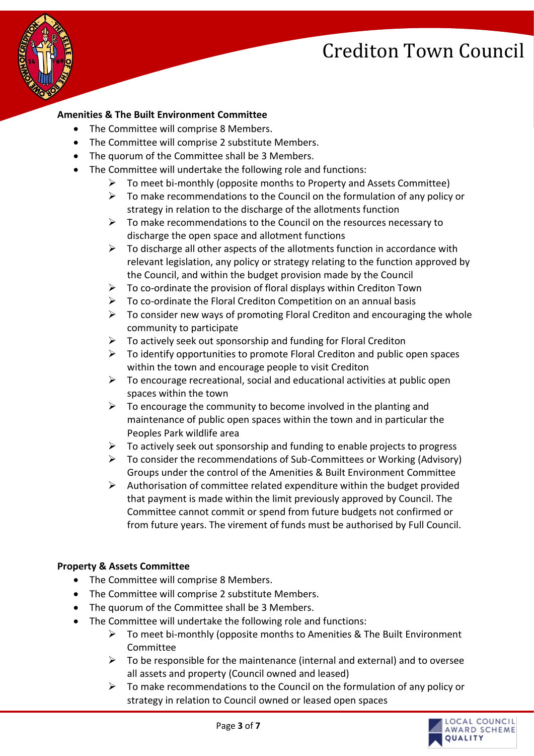**Amenities & The Built Environment Committee**

- The Committee will comprise 8 Members.
- The Committee will comprise 2 substitute Members.
- The quorum of the Committee shall be 3 Members.
- The Committee will undertake the following role and functions:
  - To meet bi-monthly (opposite months to Property and Assets Committee)
  - To make recommendations to the Council on the formulation of any policy or strategy in relation to the discharge of the allotments function
  - To make recommendations to the Council on the resources necessary to discharge the open space and allotment functions
  - To discharge all other aspects of the allotments function in accordance with relevant legislation, any policy or strategy relating to the function approved by the Council, and within the budget provision made by the Council
  - To co-ordinate the provision of floral displays within Crediton Town
  - To co-ordinate the Floral Crediton Competition on an annual basis
  - To consider new ways of promoting Floral Crediton and encouraging the whole community to participate
  - To actively seek out sponsorship and funding for Floral Crediton
  - To identify opportunities to promote Floral Crediton and public open spaces within the town and encourage people to visit Crediton
  - To encourage recreational, social and educational activities at public open spaces within the town
  - To encourage the community to become involved in the planting and maintenance of public open spaces within the town and in particular the Peoples Park wildlife area
  - To actively seek out sponsorship and funding to enable projects to progress
  - To consider the recommendations of Sub-Committees or Working (Advisory) Groups under the control of the Amenities & Built Environment Committee
  - Authorisation of committee related expenditure within the budget provided that payment is made within the limit previously approved by Council. The Committee cannot commit or spend from future budgets not confirmed or from future years. The virement of funds must be authorised by Full Council.

**Property & Assets Committee**

- The Committee will comprise 8 Members.
- The Committee will comprise 2 substitute Members.
- The quorum of the Committee shall be 3 Members.
- The Committee will undertake the following role and functions:
  - To meet bi-monthly (opposite months to Amenities & The Built Environment Committee
  - To be responsible for the maintenance (internal and external) and to oversee all assets and property (Council owned and leased)
  - To make recommendations to the Council on the formulation of any policy or strategy in relation to Council owned or leased open spaces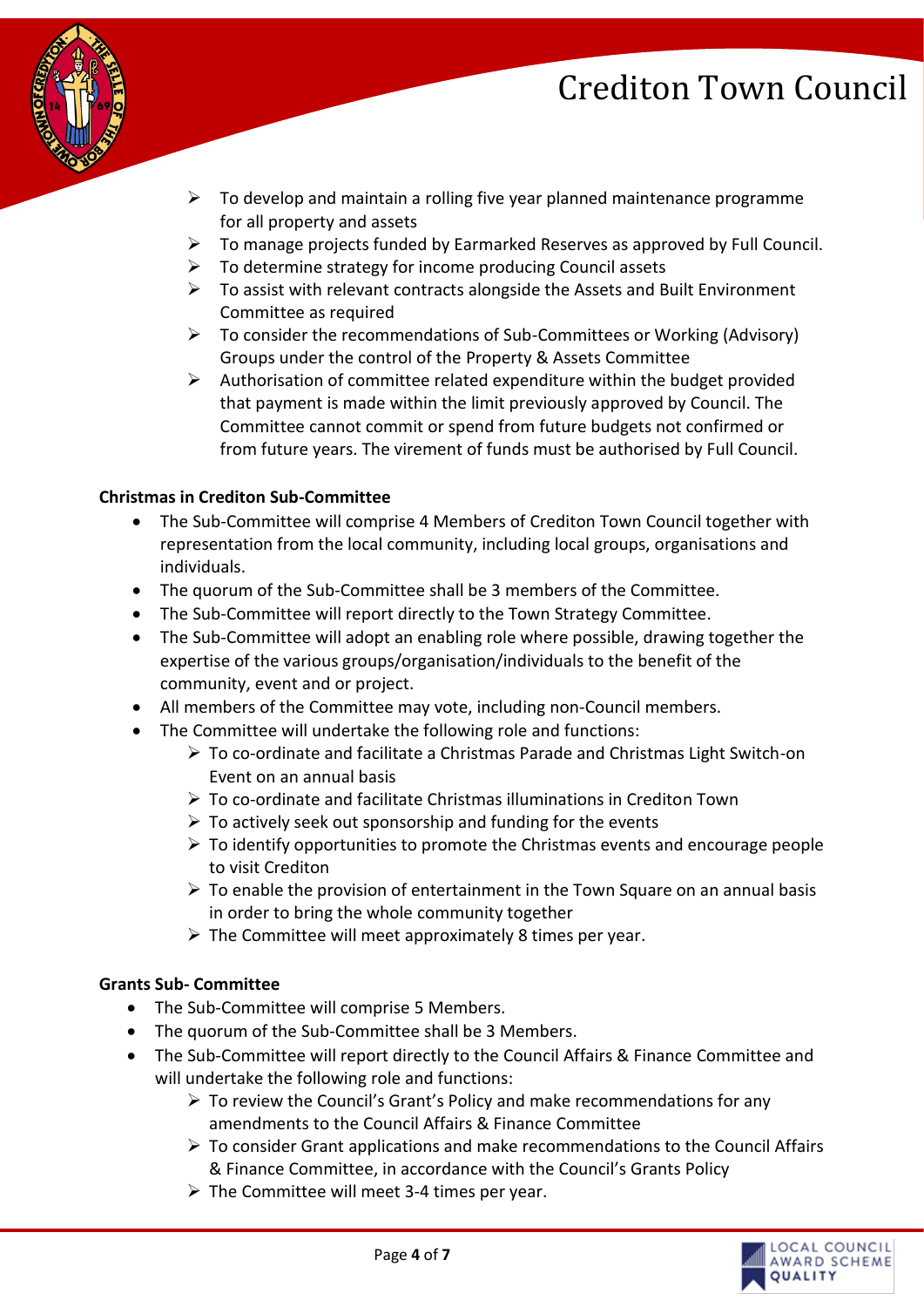- To develop and maintain a rolling five year planned maintenance programme for all property and assets
- To manage projects funded by Earmarked Reserves as approved by Full Council.
- To determine strategy for income producing Council assets
- To assist with relevant contracts alongside the Assets and Built Environment Committee as required
- To consider the recommendations of Sub-Committees or Working (Advisory) Groups under the control of the Property & Assets Committee
- Authorisation of committee related expenditure within the budget provided that payment is made within the limit previously approved by Council. The Committee cannot commit or spend from future budgets not confirmed or from future years. The virement of funds must be authorised by Full Council.

**Christmas in Crediton Sub-Committee**

- The Sub-Committee will comprise 4 Members of Crediton Town Council together with representation from the local community, including local groups, organisations and individuals.
- The quorum of the Sub-Committee shall be 3 members of the Committee.
- The Sub-Committee will report directly to the Town Strategy Committee.
- The Sub-Committee will adopt an enabling role where possible, drawing together the expertise of the various groups/organisation/individuals to the benefit of the community, event and or project.
- All members of the Committee may vote, including non-Council members.
- The Committee will undertake the following role and functions:
  - To co-ordinate and facilitate a Christmas Parade and Christmas Light Switch-on Event on an annual basis
  - To co-ordinate and facilitate Christmas illuminations in Crediton Town
  - To actively seek out sponsorship and funding for the events
  - To identify opportunities to promote the Christmas events and encourage people to visit Crediton
  - To enable the provision of entertainment in the Town Square on an annual basis in order to bring the whole community together
  - The Committee will meet approximately 8 times per year.

**Grants Sub- Committee**

- The Sub-Committee will comprise 5 Members.
- The quorum of the Sub-Committee shall be 3 Members.
- The Sub-Committee will report directly to the Council Affairs & Finance Committee and will undertake the following role and functions:
  - To review the Council's Grant's Policy and make recommendations for any amendments to the Council Affairs & Finance Committee
  - To consider Grant applications and make recommendations to the Council Affairs & Finance Committee, in accordance with the Council's Grants Policy
  - The Committee will meet 3-4 times per year.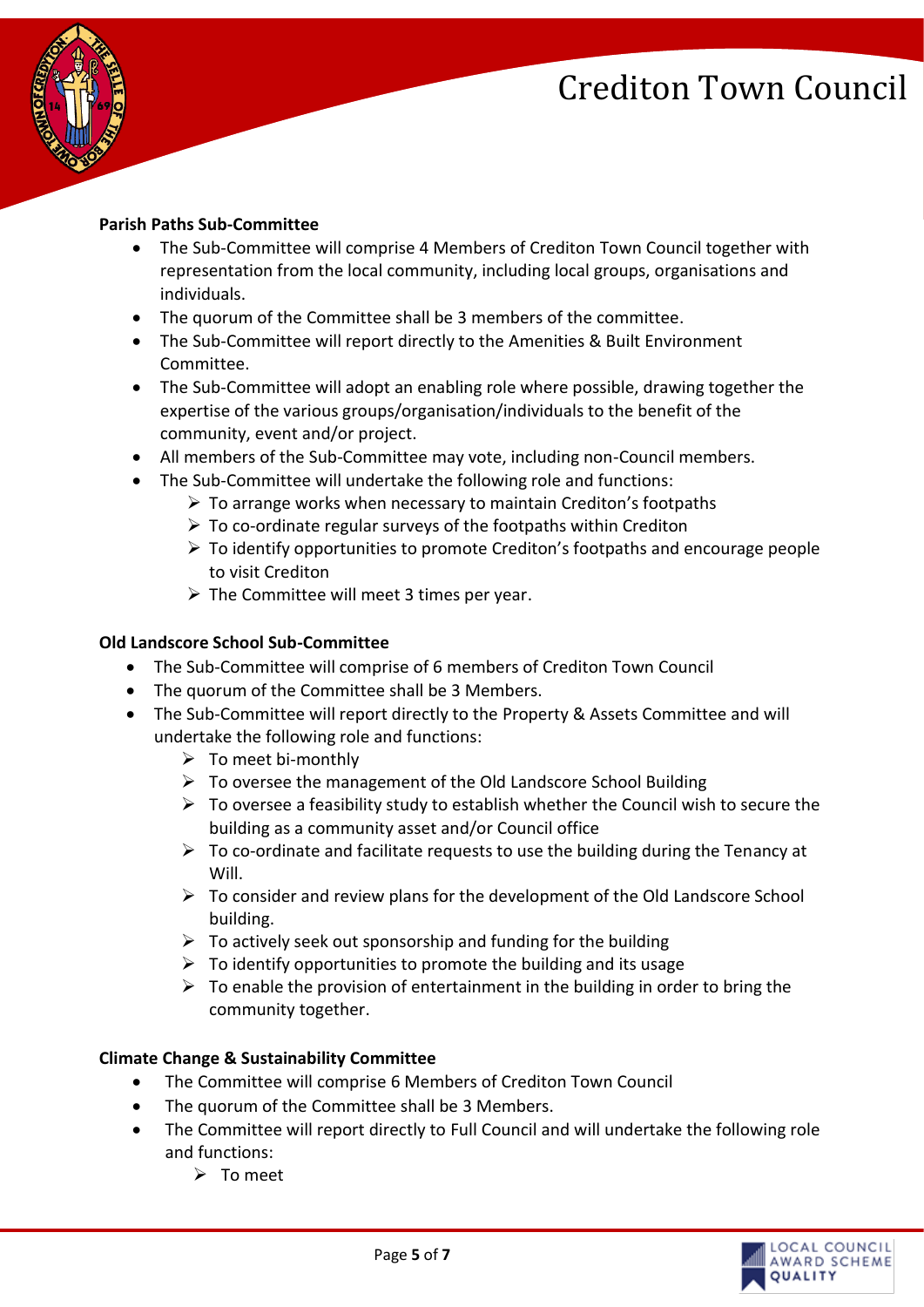**Parish Paths Sub-Committee**

- The Sub-Committee will comprise 4 Members of Crediton Town Council together with representation from the local community, including local groups, organisations and individuals.
- The quorum of the Committee shall be 3 members of the committee.
- The Sub-Committee will report directly to the Amenities & Built Environment Committee.
- The Sub-Committee will adopt an enabling role where possible, drawing together the expertise of the various groups/organisation/individuals to the benefit of the community, event and/or project.
- All members of the Sub-Committee may vote, including non-Council members.
- The Sub-Committee will undertake the following role and functions:
    - To arrange works when necessary to maintain Crediton's footpaths
    - To co-ordinate regular surveys of the footpaths within Crediton
    - To identify opportunities to promote Crediton's footpaths and encourage people to visit Crediton
    - The Committee will meet 3 times per year.

**Old Landscore School Sub-Committee**

- The Sub-Committee will comprise of 6 members of Crediton Town Council
- The quorum of the Committee shall be 3 Members.
- The Sub-Committee will report directly to the Property & Assets Committee and will undertake the following role and functions:
    - To meet bi-monthly
    - To oversee the management of the Old Landscore School Building
    - To oversee a feasibility study to establish whether the Council wish to secure the building as a community asset and/or Council office
    - To co-ordinate and facilitate requests to use the building during the Tenancy at Will.
    - To consider and review plans for the development of the Old Landscore School building.
    - To actively seek out sponsorship and funding for the building
    - To identify opportunities to promote the building and its usage
    - To enable the provision of entertainment in the building in order to bring the community together.

**Climate Change & Sustainability Committee**

- The Committee will comprise 6 Members of Crediton Town Council
- The quorum of the Committee shall be 3 Members.
- The Committee will report directly to Full Council and will undertake the following role and functions:
    - To meet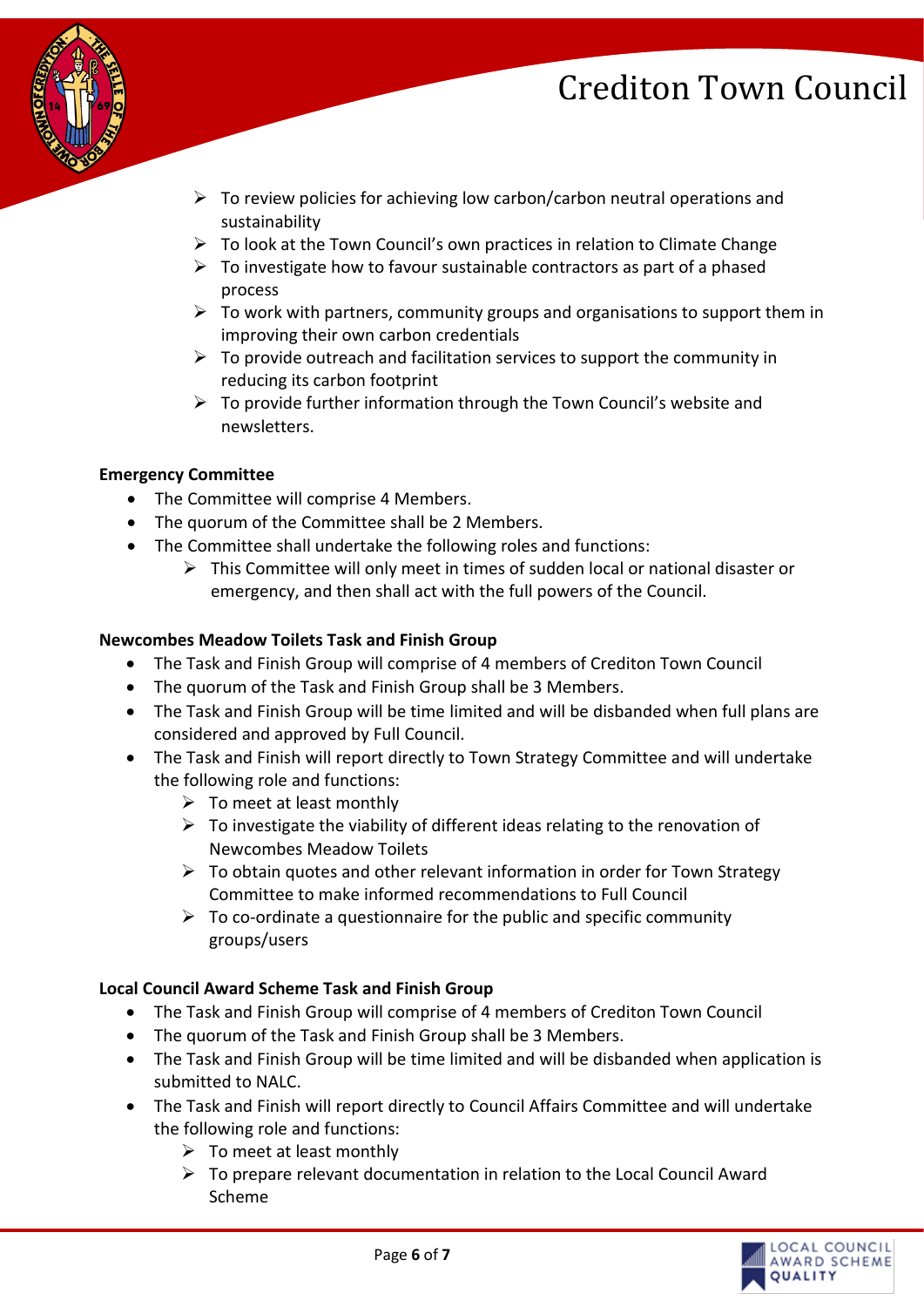- To review policies for achieving low carbon/carbon neutral operations and sustainability
- To look at the Town Council's own practices in relation to Climate Change
- To investigate how to favour sustainable contractors as part of a phased process
- To work with partners, community groups and organisations to support them in improving their own carbon credentials
- To provide outreach and facilitation services to support the community in reducing its carbon footprint
- To provide further information through the Town Council's website and newsletters.

**Emergency Committee**

- The Committee will comprise 4 Members.
- The quorum of the Committee shall be 2 Members.
- The Committee shall undertake the following roles and functions:
  - This Committee will only meet in times of sudden local or national disaster or emergency, and then shall act with the full powers of the Council.

**Newcombes Meadow Toilets Task and Finish Group**

- The Task and Finish Group will comprise of 4 members of Crediton Town Council
- The quorum of the Task and Finish Group shall be 3 Members.
- The Task and Finish Group will be time limited and will be disbanded when full plans are considered and approved by Full Council.
- The Task and Finish will report directly to Town Strategy Committee and will undertake the following role and functions:
  - To meet at least monthly
  - To investigate the viability of different ideas relating to the renovation of Newcombes Meadow Toilets
  - To obtain quotes and other relevant information in order for Town Strategy Committee to make informed recommendations to Full Council
  - To co-ordinate a questionnaire for the public and specific community groups/users

**Local Council Award Scheme Task and Finish Group**

- The Task and Finish Group will comprise of 4 members of Crediton Town Council
- The quorum of the Task and Finish Group shall be 3 Members.
- The Task and Finish Group will be time limited and will be disbanded when application is submitted to NALC.
- The Task and Finish will report directly to Council Affairs Committee and will undertake the following role and functions:
  - To meet at least monthly
  - To prepare relevant documentation in relation to the Local Council Award Scheme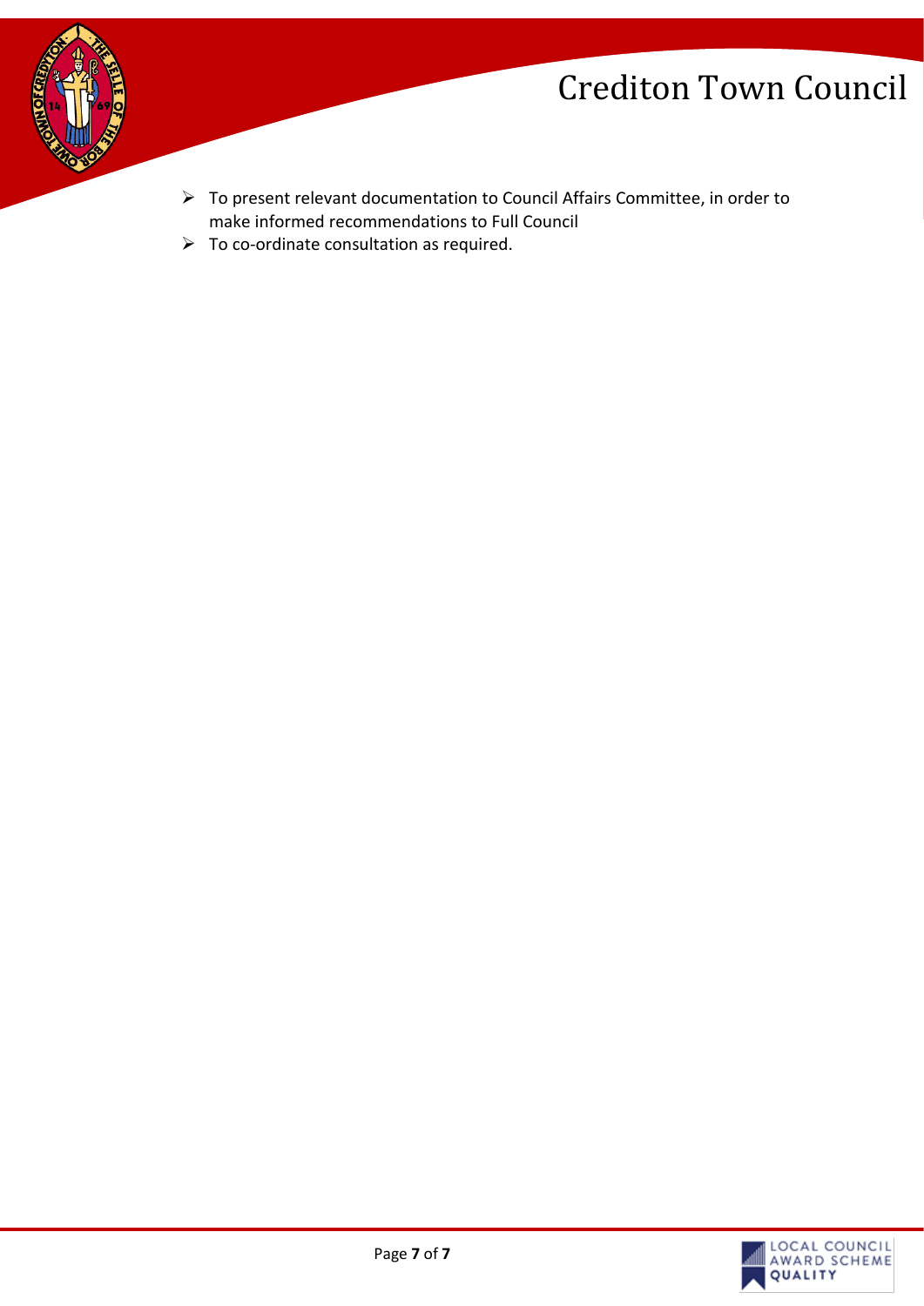- To present relevant documentation to Council Affairs Committee, in order to make informed recommendations to Full Council
- To co-ordinate consultation as required.